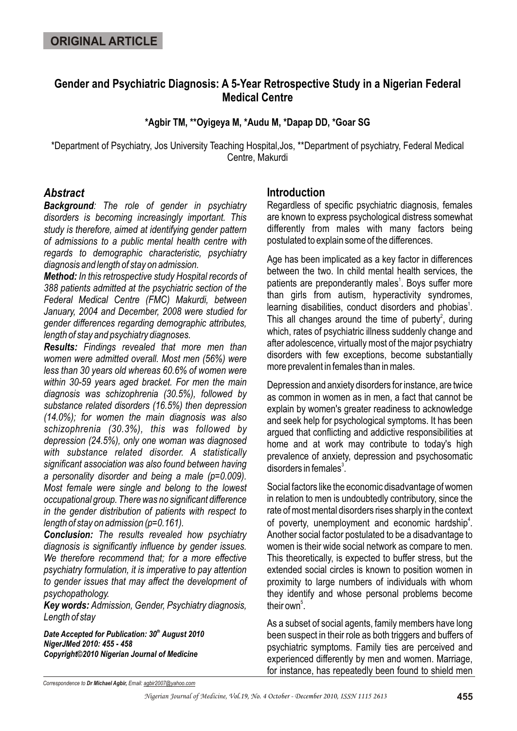**ORIGINAL ARTICLE**

# Gender and Psychiatric Diagnosis: A 5-Year Retrospective Study in a Nigerian Federal Medical Centre

**\*Agbir TM, \*\*Oyigeya M, \*Audu M, \*Dapap DD, \*Goar SG**

\*Department of Psychiatry, Jos University Teaching Hospital,Jos, \*\*Department of psychiatry, Federal Medical Centre, Makurdi

## *Abstract*

***Background****: The role of gender in psychiatry disorders is becoming increasingly important. This study is therefore, aimed at identifying gender pattern of admissions to a public mental health centre with regards to demographic characteristic, psychiatry diagnosis and length of stay on admission.*

***Method:*** *In this retrospective study Hospital records of 388 patients admitted at the psychiatric section of the Federal Medical Centre (FMC) Makurdi, between January, 2004 and December, 2008 were studied for gender differences regarding demographic attributes, length of stay and psychiatry diagnoses.*

***Results:*** *Findings revealed that more men than women were admitted overall. Most men (56%) were less than 30 years old whereas 60.6% of women were within 30-59 years aged bracket. For men the main diagnosis was schizophrenia (30.5%), followed by substance related disorders (16.5%) then depression (14.0%); for women the main diagnosis was also schizophrenia (30.3%), this was followed by depression (24.5%), only one woman was diagnosed with substance related disorder. A statistically significant association was also found between having a personality disorder and being a male (p=0.009). Most female were single and belong to the lowest occupational group. There was no significant difference in the gender distribution of patients with respect to length of stay on admission (p=0.161).*

***Conclusion:*** *The results revealed how psychiatry diagnosis is significantly influence by gender issues. We therefore recommend that; for a more effective psychiatry formulation, it is imperative to pay attention to gender issues that may affect the development of psychopathology.*

***Key words:*** *Admission, Gender, Psychiatry diagnosis, Length of stay*

***Date Accepted for Publication: 30th August 2010***
***NigerJMed 2010: 455 - 458***
***Copyright©2010 Nigerian Journal of Medicine***

## Introduction

Regardless of specific psychiatric diagnosis, females are known to express psychological distress somewhat differently from males with many factors being postulated to explain some of the differences.

Age has been implicated as a key factor in differences between the two. In child mental health services, the patients are preponderantly males[1]. Boys suffer more than girls from autism, hyperactivity syndromes, learning disabilities, conduct disorders and phobias[1]. This all changes around the time of puberty[2], during which, rates of psychiatric illness suddenly change and after adolescence, virtually most of the major psychiatry disorders with few exceptions, become substantially more prevalent in females than in males.

Depression and anxiety disorders for instance, are twice as common in women as in men, a fact that cannot be explain by women's greater readiness to acknowledge and seek help for psychological symptoms. It has been argued that conflicting and addictive responsibilities at home and at work may contribute to today's high prevalence of anxiety, depression and psychosomatic disorders in females[3].

Social factors like the economic disadvantage of women in relation to men is undoubtedly contributory, since the rate of most mental disorders rises sharply in the context of poverty, unemployment and economic hardship[4]. Another social factor postulated to be a disadvantage to women is their wide social network as compare to men. This theoretically, is expected to buffer stress, but the extended social circles is known to position women in proximity to large numbers of individuals with whom they identify and whose personal problems become their own[5].

As a subset of social agents, family members have long been suspect in their role as both triggers and buffers of psychiatric symptoms. Family ties are perceived and experienced differently by men and women. Marriage, for instance, has repeatedly been found to shield men

*Correspondence to* ***Dr Michael Agbir,*** *Email: agbir2007@yahoo.com*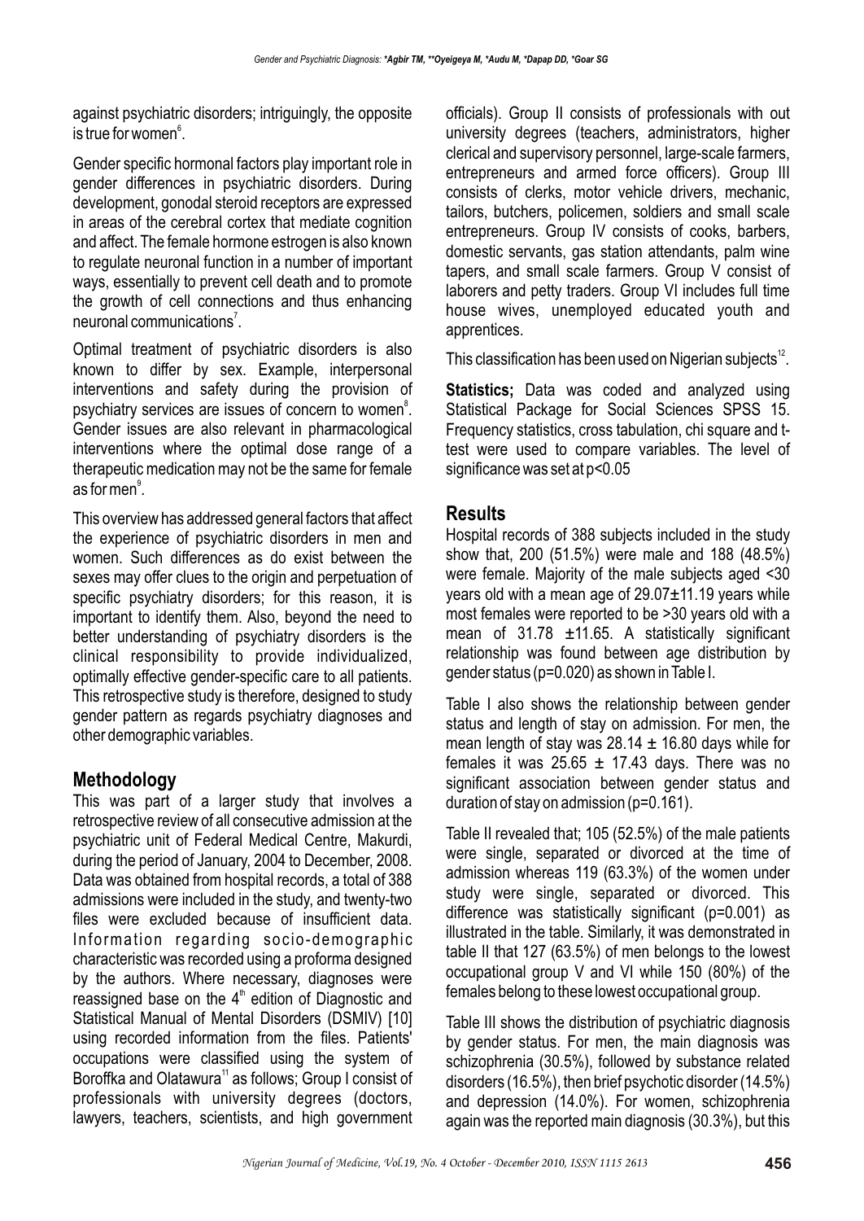against psychiatric disorders; intriguingly, the opposite is true for women[6].

Gender specific hormonal factors play important role in gender differences in psychiatric disorders. During development, gonodal steroid receptors are expressed in areas of the cerebral cortex that mediate cognition and affect. The female hormone estrogen is also known to regulate neuronal function in a number of important ways, essentially to prevent cell death and to promote the growth of cell connections and thus enhancing neuronal communications[7].

Optimal treatment of psychiatric disorders is also known to differ by sex. Example, interpersonal interventions and safety during the provision of psychiatry services are issues of concern to women[8]. Gender issues are also relevant in pharmacological interventions where the optimal dose range of a therapeutic medication may not be the same for female as for men[9].

This overview has addressed general factors that affect the experience of psychiatric disorders in men and women. Such differences as do exist between the sexes may offer clues to the origin and perpetuation of specific psychiatry disorders; for this reason, it is important to identify them. Also, beyond the need to better understanding of psychiatry disorders is the clinical responsibility to provide individualized, optimally effective gender-specific care to all patients. This retrospective study is therefore, designed to study gender pattern as regards psychiatry diagnoses and other demographic variables.

## Methodology

This was part of a larger study that involves a retrospective review of all consecutive admission at the psychiatric unit of Federal Medical Centre, Makurdi, during the period of January, 2004 to December, 2008. Data was obtained from hospital records, a total of 388 admissions were included in the study, and twenty-two files were excluded because of insufficient data. Information regarding socio-demographic characteristic was recorded using a proforma designed by the authors. Where necessary, diagnoses were reassigned base on the 4th edition of Diagnostic and Statistical Manual of Mental Disorders (DSMIV) [10] using recorded information from the files. Patients' occupations were classified using the system of Boroffka and Olatawura[11] as follows; Group I consist of professionals with university degrees (doctors, lawyers, teachers, scientists, and high government officials). Group II consists of professionals with out university degrees (teachers, administrators, higher clerical and supervisory personnel, large-scale farmers, entrepreneurs and armed force officers). Group III consists of clerks, motor vehicle drivers, mechanic, tailors, butchers, policemen, soldiers and small scale entrepreneurs. Group IV consists of cooks, barbers, domestic servants, gas station attendants, palm wine tapers, and small scale farmers. Group V consist of laborers and petty traders. Group VI includes full time house wives, unemployed educated youth and apprentices.

This classification has been used on Nigerian subjects[12].

**Statistics;** Data was coded and analyzed using Statistical Package for Social Sciences SPSS 15. Frequency statistics, cross tabulation, chi square and t-test were used to compare variables. The level of significance was set at $p<0.05$

## Results

Hospital records of 388 subjects included in the study show that, 200 (51.5%) were male and 188 (48.5%) were female. Majority of the male subjects aged <30 years old with a mean age of 29.07±11.19 years while most females were reported to be >30 years old with a mean of 31.78 ±11.65. A statistically significant relationship was found between age distribution by gender status (p=0.020) as shown in Table I.

Table I also shows the relationship between gender status and length of stay on admission. For men, the mean length of stay was 28.14 ± 16.80 days while for females it was 25.65 ± 17.43 days. There was no significant association between gender status and duration of stay on admission (p=0.161).

Table II revealed that; 105 (52.5%) of the male patients were single, separated or divorced at the time of admission whereas 119 (63.3%) of the women under study were single, separated or divorced. This difference was statistically significant (p=0.001) as illustrated in the table. Similarly, it was demonstrated in table II that 127 (63.5%) of men belongs to the lowest occupational group V and VI while 150 (80%) of the females belong to these lowest occupational group.

Table III shows the distribution of psychiatric diagnosis by gender status. For men, the main diagnosis was schizophrenia (30.5%), followed by substance related disorders (16.5%), then brief psychotic disorder (14.5%) and depression (14.0%). For women, schizophrenia again was the reported main diagnosis (30.3%), but this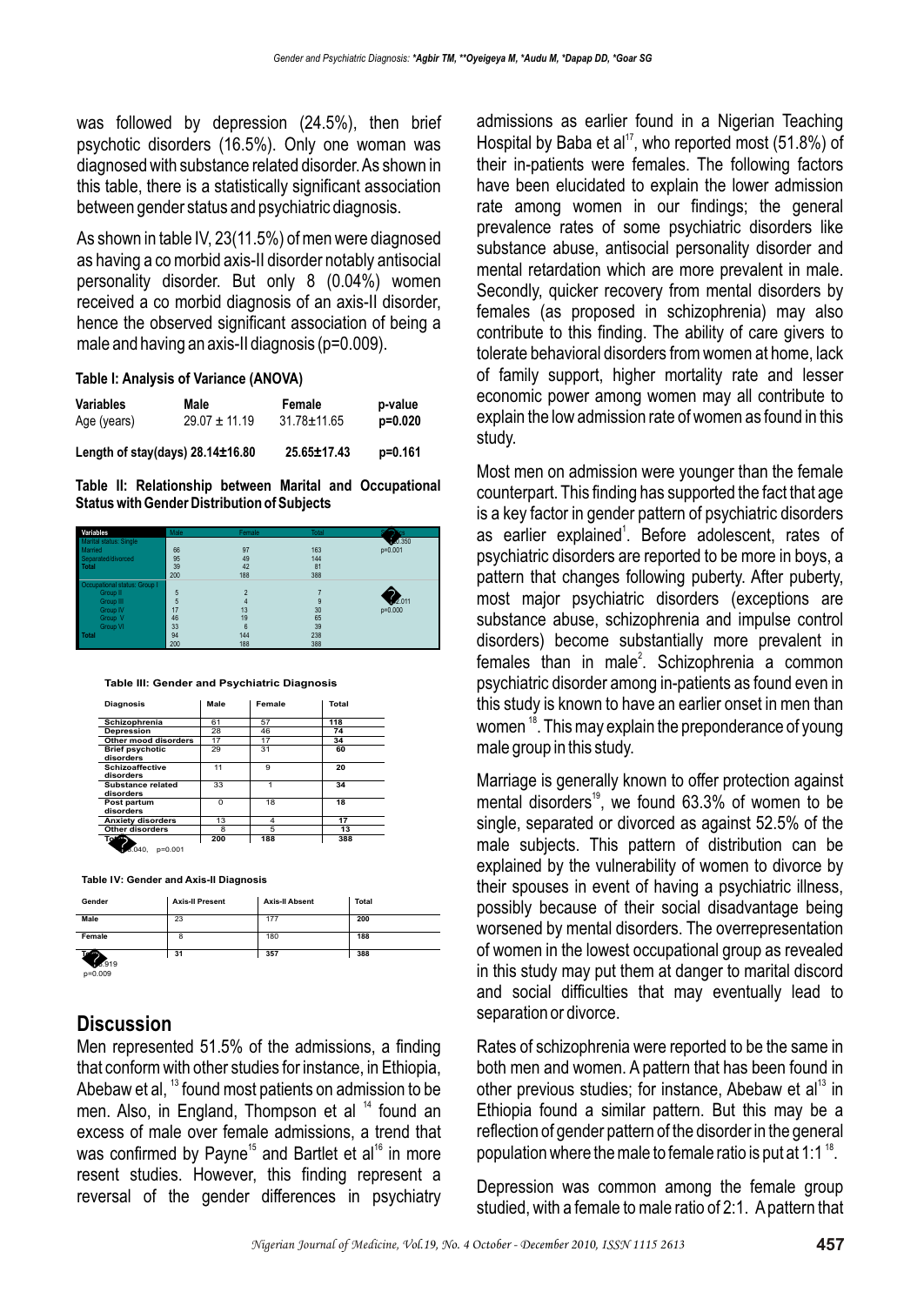was followed by depression (24.5%), then brief psychotic disorders (16.5%). Only one woman was diagnosed with substance related disorder. As shown in this table, there is a statistically significant association between gender status and psychiatric diagnosis.

As shown in table IV, 23(11.5%) of men were diagnosed as having a co morbid axis-II disorder notably antisocial personality disorder. But only 8 (0.04%) women received a co morbid diagnosis of an axis-II disorder, hence the observed significant association of being a male and having an axis-II diagnosis (p=0.009).

**Table I: Analysis of Variance (ANOVA)**

| Variables | Male | Female | p-value |
|---|---|---|---|
| Age (years) | 29.07 ± 11.19 | 31.78±11.65 | p=0.020 |
| Length of stay(days) | 28.14±16.80 | 25.65±17.43 | p=0.161 |

**Table II: Relationship between Marital and Occupational Status with Gender Distribution of Subjects**

| Variables | Male | Female | Total | Statistics |
|---|---|---|---|---|
| Marital status: Single | | | | $\chi^2$=0.350 |
| Married | 66 | 97 | 163 | p=0.001 |
| Separated/divorced | 95 | 49 | 144 | |
| Total | 39 | 42 | 81 | |
| | 200 | 188 | 388 | |
| Occupational status: Group I | | | | |
| Group II | 5 | 2 | 7 | |
| Group III | 5 | 4 | 9 | $\chi^2$=2.011 |
| Group IV | 17 | 13 | 30 | p=0.000 |
| Group V | 46 | 19 | 65 | |
| Group VI | 33 | 6 | 39 | |
| Total | 94 | 144 | 238 | |
| | 200 | 188 | 388 | |

**Table III: Gender and Psychiatric Diagnosis**

| Diagnosis | Male | Female | Total |
|---|---|---|---|
| Schizophrenia | 61 | 57 | 118 |
| Depression | 28 | 46 | 74 |
| Other mood disorders | 17 | 17 | 34 |
| Brief psychotic disorders | 29 | 31 | 60 |
| Schizoaffective disorders | 11 | 9 | 20 |
| Substance related disorders | 33 | 1 | 34 |
| Post partum disorders | 0 | 18 | 18 |
| Anxiety disorders | 13 | 4 | 17 |
| Other disorders | 8 | 5 | 13 |
| Total | 200 | 188 | 388 |

$\chi^2$=3.040, p=0.001

**Table IV: Gender and Axis-II Diagnosis**

| Gender | Axis-II Present | Axis-II Absent | Total |
|---|---|---|---|
| Male | 23 | 177 | 200 |
| Female | 8 | 180 | 188 |
| Total | 31 | 357 | 388 |

$\chi^2$=6.919
p=0.009

## Discussion

Men represented 51.5% of the admissions, a finding that conform with other studies for instance, in Ethiopia, Abebaw et al, [13] found most patients on admission to be men. Also, in England, Thompson et al [14] found an excess of male over female admissions, a trend that was confirmed by Payne[15] and Bartlet et al[16] in more resent studies. However, this finding represent a reversal of the gender differences in psychiatry admissions as earlier found in a Nigerian Teaching Hospital by Baba et al[17], who reported most (51.8%) of their in-patients were females. The following factors have been elucidated to explain the lower admission rate among women in our findings; the general prevalence rates of some psychiatric disorders like substance abuse, antisocial personality disorder and mental retardation which are more prevalent in male. Secondly, quicker recovery from mental disorders by females (as proposed in schizophrenia) may also contribute to this finding. The ability of care givers to tolerate behavioral disorders from women at home, lack of family support, higher mortality rate and lesser economic power among women may all contribute to explain the low admission rate of women as found in this study.

Most men on admission were younger than the female counterpart. This finding has supported the fact that age is a key factor in gender pattern of psychiatric disorders as earlier explained[1]. Before adolescent, rates of psychiatric disorders are reported to be more in boys, a pattern that changes following puberty. After puberty, most major psychiatric disorders (exceptions are substance abuse, schizophrenia and impulse control disorders) become substantially more prevalent in females than in male[2]. Schizophrenia a common psychiatric disorder among in-patients as found even in this study is known to have an earlier onset in men than women [18]. This may explain the preponderance of young male group in this study.

Marriage is generally known to offer protection against mental disorders[19], we found 63.3% of women to be single, separated or divorced as against 52.5% of the male subjects. This pattern of distribution can be explained by the vulnerability of women to divorce by their spouses in event of having a psychiatric illness, possibly because of their social disadvantage being worsened by mental disorders. The overrepresentation of women in the lowest occupational group as revealed in this study may put them at danger to marital discord and social difficulties that may eventually lead to separation or divorce.

Rates of schizophrenia were reported to be the same in both men and women. A pattern that has been found in other previous studies; for instance, Abebaw et al[13] in Ethiopia found a similar pattern. But this may be a reflection of gender pattern of the disorder in the general population where the male to female ratio is put at 1:1 [18].

Depression was common among the female group studied, with a female to male ratio of 2:1. A pattern that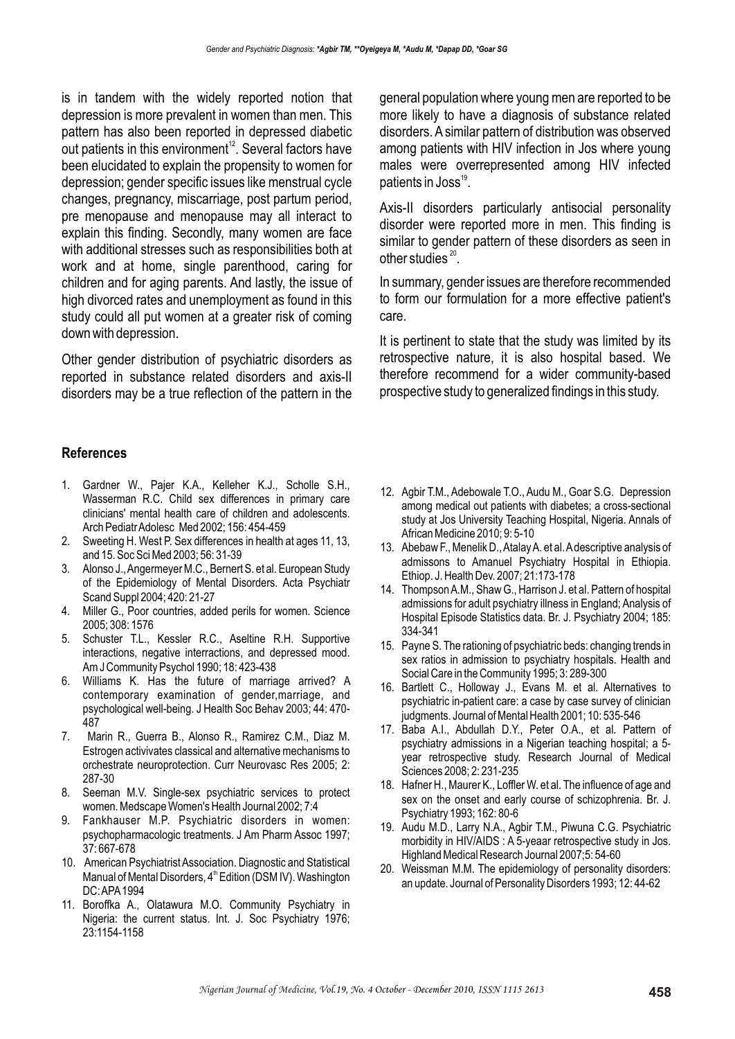is in tandem with the widely reported notion that depression is more prevalent in women than men. This pattern has also been reported in depressed diabetic out patients in this environment[12]. Several factors have been elucidated to explain the propensity to women for depression; gender specific issues like menstrual cycle changes, pregnancy, miscarriage, post partum period, pre menopause and menopause may all interact to explain this finding. Secondly, many women are face with additional stresses such as responsibilities both at work and at home, single parenthood, caring for children and for aging parents. And lastly, the issue of high divorced rates and unemployment as found in this study could all put women at a greater risk of coming down with depression.

Other gender distribution of psychiatric disorders as reported in substance related disorders and axis-II disorders may be a true reflection of the pattern in the general population where young men are reported to be more likely to have a diagnosis of substance related disorders. A similar pattern of distribution was observed among patients with HIV infection in Jos where young males were overrepresented among HIV infected patients in Joss[19].

Axis-II disorders particularly antisocial personality disorder were reported more in men. This finding is similar to gender pattern of these disorders as seen in other studies[20].

In summary, gender issues are therefore recommended to form our formulation for a more effective patient's care.

It is pertinent to state that the study was limited by its retrospective nature, it is also hospital based. We therefore recommend for a wider community-based prospective study to generalized findings in this study.

## References

1. Gardner W., Pajer K.A., Kelleher K.J., Scholle S.H., Wasserman R.C. Child sex differences in primary care clinicians' mental health care of children and adolescents. Arch Pediatr Adolesc Med 2002; 156: 454-459
2. Sweeting H. West P. Sex differences in health at ages 11, 13, and 15. Soc Sci Med 2003; 56: 31-39
3. Alonso J., Angermeyer M.C., Bernert S. et al. European Study of the Epidemiology of Mental Disorders. Acta Psychiatr Scand Suppl 2004; 420: 21-27
4. Miller G., Poor countries, added perils for women. Science 2005; 308: 1576
5. Schuster T.L., Kessler R.C., Aseltine R.H. Supportive interactions, negative interractions, and depressed mood. Am J Community Psychol 1990; 18: 423-438
6. Williams K. Has the future of marriage arrived? A contemporary examination of gender,marriage, and psychological well-being. J Health Soc Behav 2003; 44: 470-487
7. Marin R., Guerra B., Alonso R., Ramirez C.M., Diaz M. Estrogen activivates classical and alternative mechanisms to orchestrate neuroprotection. Curr Neurovasc Res 2005; 2: 287-30
8. Seeman M.V. Single-sex psychiatric services to protect women. Medscape Women's Health Journal 2002; 7:4
9. Fankhauser M.P. Psychiatric disorders in women: psychopharmacologic treatments. J Am Pharm Assoc 1997; 37: 667-678
10. American Psychiatrist Association. Diagnostic and Statistical Manual of Mental Disorders, 4th Edition (DSM IV). Washington DC: APA 1994
11. Boroffka A., Olatawura M.O. Community Psychiatry in Nigeria: the current status. Int. J. Soc Psychiatry 1976; 23:1154-1158
12. Agbir T.M., Adebowale T.O., Audu M., Goar S.G. Depression among medical out patients with diabetes; a cross-sectional study at Jos University Teaching Hospital, Nigeria. Annals of African Medicine 2010; 9: 5-10
13. Abebaw F., Menelik D., Atalay A. et al. A descriptive analysis of admissons to Amanuel Psychiatry Hospital in Ethiopia. Ethiop. J. Health Dev. 2007; 21:173-178
14. Thompson A.M., Shaw G., Harrison J. et al. Pattern of hospital admissions for adult psychiatry illness in England; Analysis of Hospital Episode Statistics data. Br. J. Psychiatry 2004; 185: 334-341
15. Payne S. The rationing of psychiatric beds: changing trends in sex ratios in admission to psychiatry hospitals. Health and Social Care in the Community 1995; 3: 289-300
16. Bartlett C., Holloway J., Evans M. et al. Alternatives to psychiatric in-patient care: a case by case survey of clinician judgments. Journal of Mental Health 2001; 10: 535-546
17. Baba A.I., Abdullah D.Y., Peter O.A., et al. Pattern of psychiatry admissions in a Nigerian teaching hospital; a 5-year retrospective study. Research Journal of Medical Sciences 2008; 2: 231-235
18. Hafner H., Maurer K., Loffler W. et al. The influence of age and sex on the onset and early course of schizophrenia. Br. J. Psychiatry 1993; 162: 80-6
19. Audu M.D., Larry N.A., Agbir T.M., Piwuna C.G. Psychiatric morbidity in HIV/AIDS : A 5-yeaar retrospective study in Jos. Highland Medical Research Journal 2007;5: 54-60
20. Weissman M.M. The epidemiology of personality disorders: an update. Journal of Personality Disorders 1993; 12: 44-62